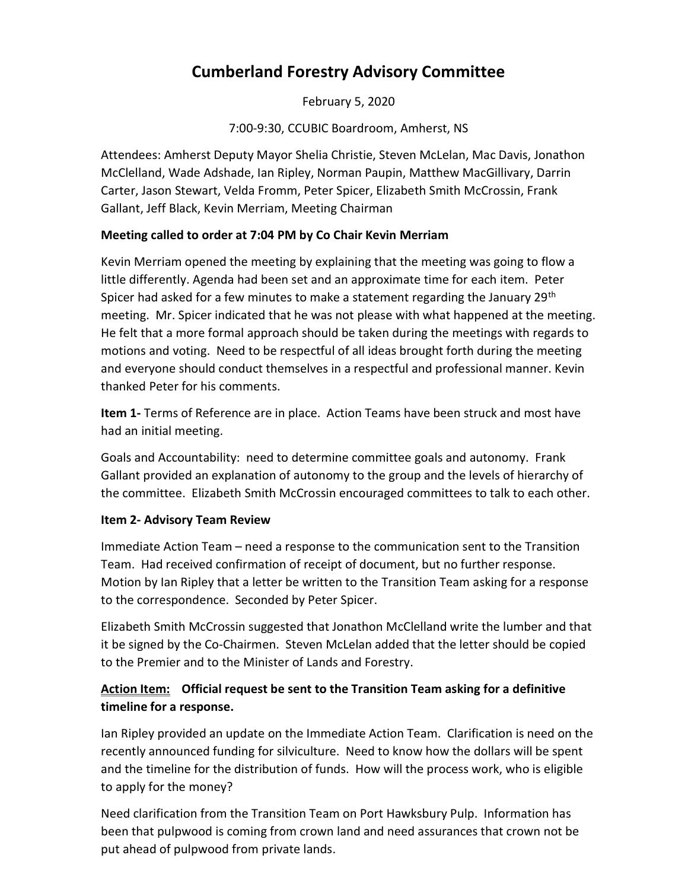# Cumberland Forestry Advisory Committee

February 5, 2020

7:00-9:30, CCUBIC Boardroom, Amherst, NS

Attendees: Amherst Deputy Mayor Shelia Christie, Steven McLelan, Mac Davis, Jonathon McClelland, Wade Adshade, Ian Ripley, Norman Paupin, Matthew MacGillivary, Darrin Carter, Jason Stewart, Velda Fromm, Peter Spicer, Elizabeth Smith McCrossin, Frank Gallant, Jeff Black, Kevin Merriam, Meeting Chairman

**Meeting called to order at 7:04 PM by Co Chair Kevin Merriam**

Kevin Merriam opened the meeting by explaining that the meeting was going to flow a little differently. Agenda had been set and an approximate time for each item. Peter Spicer had asked for a few minutes to make a statement regarding the January 29th meeting. Mr. Spicer indicated that he was not please with what happened at the meeting. He felt that a more formal approach should be taken during the meetings with regards to motions and voting. Need to be respectful of all ideas brought forth during the meeting and everyone should conduct themselves in a respectful and professional manner. Kevin thanked Peter for his comments.

**Item 1-** Terms of Reference are in place. Action Teams have been struck and most have had an initial meeting.

Goals and Accountability: need to determine committee goals and autonomy. Frank Gallant provided an explanation of autonomy to the group and the levels of hierarchy of the committee. Elizabeth Smith McCrossin encouraged committees to talk to each other.

**Item 2- Advisory Team Review**

Immediate Action Team – need a response to the communication sent to the Transition Team. Had received confirmation of receipt of document, but no further response. Motion by Ian Ripley that a letter be written to the Transition Team asking for a response to the correspondence. Seconded by Peter Spicer.

Elizabeth Smith McCrossin suggested that Jonathon McClelland write the lumber and that it be signed by the Co-Chairmen. Steven McLelan added that the letter should be copied to the Premier and to the Minister of Lands and Forestry.

**<u>Action Item:</u> Official request be sent to the Transition Team asking for a definitive timeline for a response.**

Ian Ripley provided an update on the Immediate Action Team. Clarification is need on the recently announced funding for silviculture. Need to know how the dollars will be spent and the timeline for the distribution of funds. How will the process work, who is eligible to apply for the money?

Need clarification from the Transition Team on Port Hawksbury Pulp. Information has been that pulpwood is coming from crown land and need assurances that crown not be put ahead of pulpwood from private lands.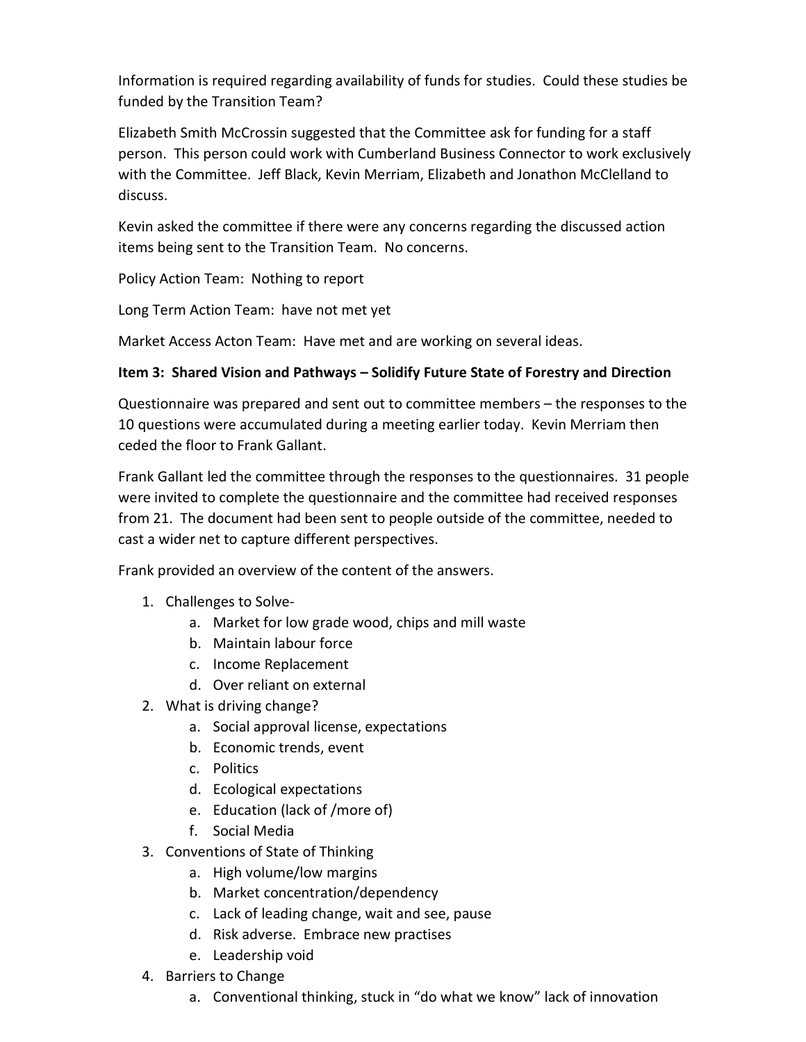Information is required regarding availability of funds for studies. Could these studies be funded by the Transition Team?

Elizabeth Smith McCrossin suggested that the Committee ask for funding for a staff person. This person could work with Cumberland Business Connector to work exclusively with the Committee. Jeff Black, Kevin Merriam, Elizabeth and Jonathon McClelland to discuss.

Kevin asked the committee if there were any concerns regarding the discussed action items being sent to the Transition Team. No concerns.

Policy Action Team: Nothing to report

Long Term Action Team: have not met yet

Market Access Acton Team: Have met and are working on several ideas.

**Item 3: Shared Vision and Pathways – Solidify Future State of Forestry and Direction**

Questionnaire was prepared and sent out to committee members – the responses to the 10 questions were accumulated during a meeting earlier today. Kevin Merriam then ceded the floor to Frank Gallant.

Frank Gallant led the committee through the responses to the questionnaires. 31 people were invited to complete the questionnaire and the committee had received responses from 21. The document had been sent to people outside of the committee, needed to cast a wider net to capture different perspectives.

Frank provided an overview of the content of the answers.

1. Challenges to Solve-
    a. Market for low grade wood, chips and mill waste
    b. Maintain labour force
    c. Income Replacement
    d. Over reliant on external
2. What is driving change?
    a. Social approval license, expectations
    b. Economic trends, event
    c. Politics
    d. Ecological expectations
    e. Education (lack of /more of)
    f. Social Media
3. Conventions of State of Thinking
    a. High volume/low margins
    b. Market concentration/dependency
    c. Lack of leading change, wait and see, pause
    d. Risk adverse. Embrace new practises
    e. Leadership void
4. Barriers to Change
    a. Conventional thinking, stuck in "do what we know" lack of innovation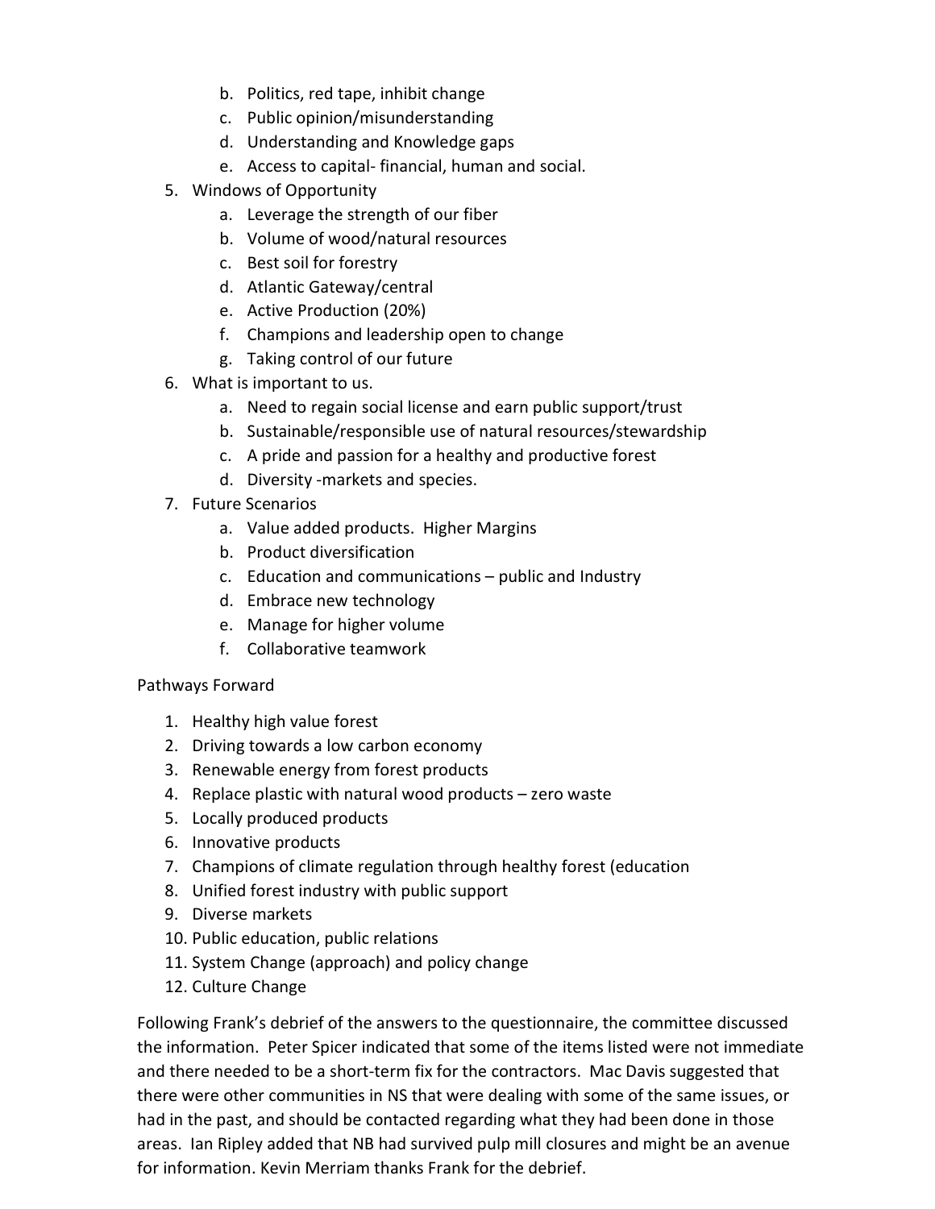b. Politics, red tape, inhibit change
   c. Public opinion/misunderstanding
   d. Understanding and Knowledge gaps
   e. Access to capital- financial, human and social.
5. Windows of Opportunity
   a. Leverage the strength of our fiber
   b. Volume of wood/natural resources
   c. Best soil for forestry
   d. Atlantic Gateway/central
   e. Active Production (20%)
   f. Champions and leadership open to change
   g. Taking control of our future
6. What is important to us.
   a. Need to regain social license and earn public support/trust
   b. Sustainable/responsible use of natural resources/stewardship
   c. A pride and passion for a healthy and productive forest
   d. Diversity -markets and species.
7. Future Scenarios
   a. Value added products. Higher Margins
   b. Product diversification
   c. Education and communications – public and Industry
   d. Embrace new technology
   e. Manage for higher volume
   f. Collaborative teamwork

Pathways Forward

1. Healthy high value forest
2. Driving towards a low carbon economy
3. Renewable energy from forest products
4. Replace plastic with natural wood products – zero waste
5. Locally produced products
6. Innovative products
7. Champions of climate regulation through healthy forest (education
8. Unified forest industry with public support
9. Diverse markets
10. Public education, public relations
11. System Change (approach) and policy change
12. Culture Change

Following Frank's debrief of the answers to the questionnaire, the committee discussed the information. Peter Spicer indicated that some of the items listed were not immediate and there needed to be a short-term fix for the contractors. Mac Davis suggested that there were other communities in NS that were dealing with some of the same issues, or had in the past, and should be contacted regarding what they had been done in those areas. Ian Ripley added that NB had survived pulp mill closures and might be an avenue for information. Kevin Merriam thanks Frank for the debrief.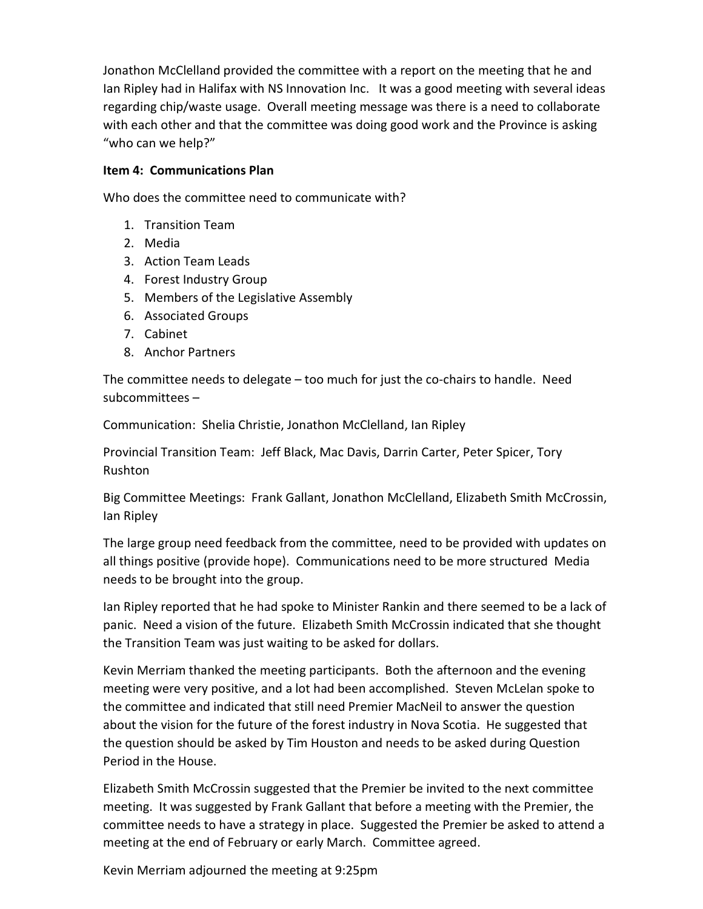Jonathon McClelland provided the committee with a report on the meeting that he and Ian Ripley had in Halifax with NS Innovation Inc. It was a good meeting with several ideas regarding chip/waste usage. Overall meeting message was there is a need to collaborate with each other and that the committee was doing good work and the Province is asking "who can we help?"

**Item 4: Communications Plan**

Who does the committee need to communicate with?

1. Transition Team
2. Media
3. Action Team Leads
4. Forest Industry Group
5. Members of the Legislative Assembly
6. Associated Groups
7. Cabinet
8. Anchor Partners

The committee needs to delegate – too much for just the co-chairs to handle. Need subcommittees –

Communication: Shelia Christie, Jonathon McClelland, Ian Ripley

Provincial Transition Team: Jeff Black, Mac Davis, Darrin Carter, Peter Spicer, Tory Rushton

Big Committee Meetings: Frank Gallant, Jonathon McClelland, Elizabeth Smith McCrossin, Ian Ripley

The large group need feedback from the committee, need to be provided with updates on all things positive (provide hope). Communications need to be more structured Media needs to be brought into the group.

Ian Ripley reported that he had spoke to Minister Rankin and there seemed to be a lack of panic. Need a vision of the future. Elizabeth Smith McCrossin indicated that she thought the Transition Team was just waiting to be asked for dollars.

Kevin Merriam thanked the meeting participants. Both the afternoon and the evening meeting were very positive, and a lot had been accomplished. Steven McLelan spoke to the committee and indicated that still need Premier MacNeil to answer the question about the vision for the future of the forest industry in Nova Scotia. He suggested that the question should be asked by Tim Houston and needs to be asked during Question Period in the House.

Elizabeth Smith McCrossin suggested that the Premier be invited to the next committee meeting. It was suggested by Frank Gallant that before a meeting with the Premier, the committee needs to have a strategy in place. Suggested the Premier be asked to attend a meeting at the end of February or early March. Committee agreed.

Kevin Merriam adjourned the meeting at 9:25pm